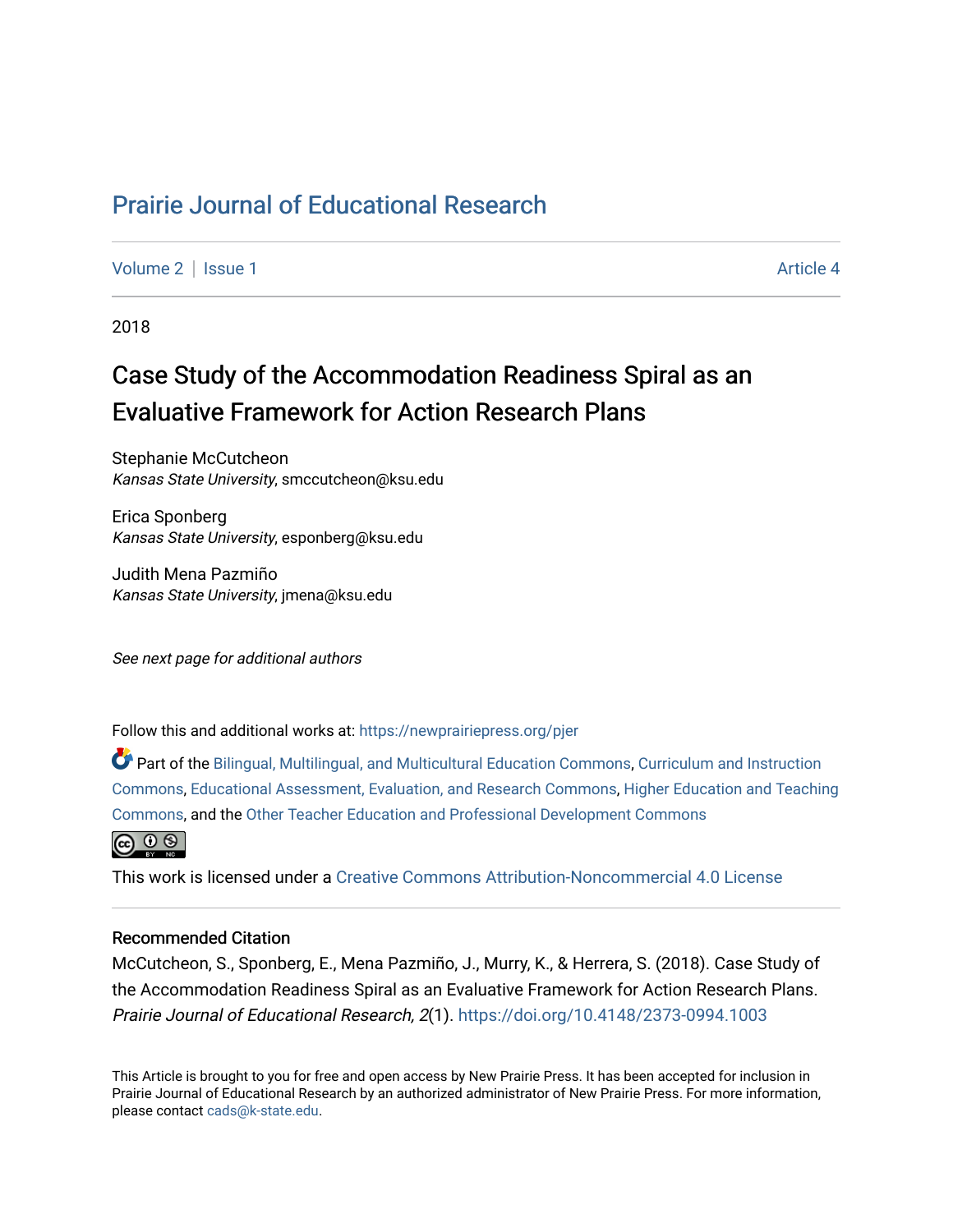# Prairie Journal of Educational Research

Volume 2 | Issue 1 Article 4

2018

## Case Study of the Accommodation Readiness Spiral as an Evaluative Framework for Action Research Plans

Stephanie McCutcheon
*Kansas State University*, smccutcheon@ksu.edu

Erica Sponberg
*Kansas State University*, esponberg@ksu.edu

Judith Mena Pazmiño
*Kansas State University*, jmena@ksu.edu

*See next page for additional authors*

Follow this and additional works at: https://newprairiepress.org/pjer

Part of the Bilingual, Multilingual, and Multicultural Education Commons, Curriculum and Instruction Commons, Educational Assessment, Evaluation, and Research Commons, Higher Education and Teaching Commons, and the Other Teacher Education and Professional Development Commons

This work is licensed under a Creative Commons Attribution-Noncommercial 4.0 License

### Recommended Citation

McCutcheon, S., Sponberg, E., Mena Pazmiño, J., Murry, K., & Herrera, S. (2018). Case Study of the Accommodation Readiness Spiral as an Evaluative Framework for Action Research Plans. *Prairie Journal of Educational Research, 2*(1). https://doi.org/10.4148/2373-0994.1003

This Article is brought to you for free and open access by New Prairie Press. It has been accepted for inclusion in Prairie Journal of Educational Research by an authorized administrator of New Prairie Press. For more information, please contact cads@k-state.edu.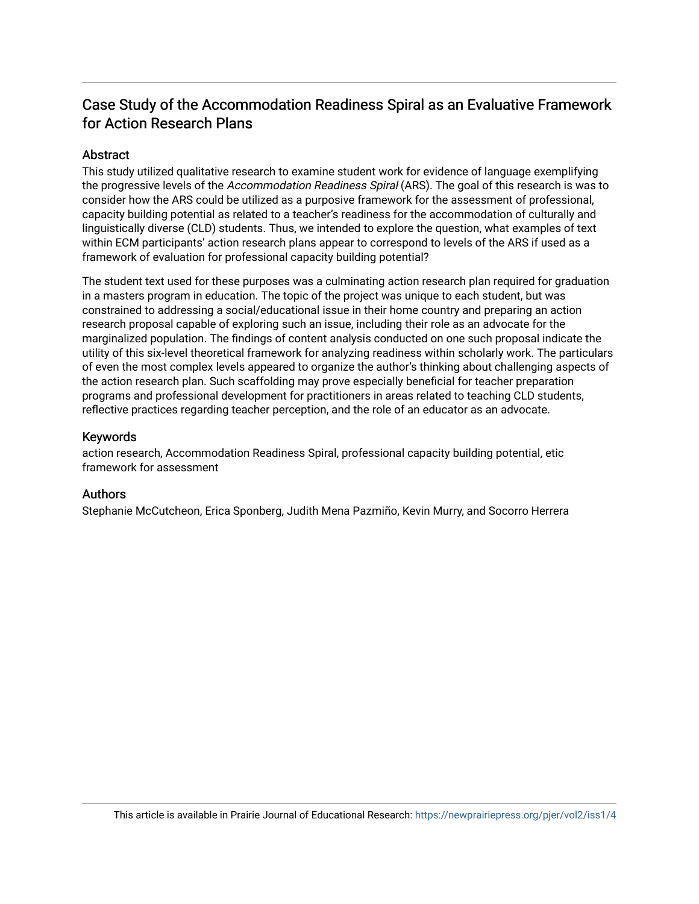# Case Study of the Accommodation Readiness Spiral as an Evaluative Framework for Action Research Plans

## Abstract

This study utilized qualitative research to examine student work for evidence of language exemplifying the progressive levels of the *Accommodation Readiness Spiral* (ARS). The goal of this research is was to consider how the ARS could be utilized as a purposive framework for the assessment of professional, capacity building potential as related to a teacher's readiness for the accommodation of culturally and linguistically diverse (CLD) students. Thus, we intended to explore the question, what examples of text within ECM participants' action research plans appear to correspond to levels of the ARS if used as a framework of evaluation for professional capacity building potential?

The student text used for these purposes was a culminating action research plan required for graduation in a masters program in education. The topic of the project was unique to each student, but was constrained to addressing a social/educational issue in their home country and preparing an action research proposal capable of exploring such an issue, including their role as an advocate for the marginalized population. The findings of content analysis conducted on one such proposal indicate the utility of this six-level theoretical framework for analyzing readiness within scholarly work. The particulars of even the most complex levels appeared to organize the author's thinking about challenging aspects of the action research plan. Such scaffolding may prove especially beneficial for teacher preparation programs and professional development for practitioners in areas related to teaching CLD students, reflective practices regarding teacher perception, and the role of an educator as an advocate.

## Keywords

action research, Accommodation Readiness Spiral, professional capacity building potential, etic framework for assessment

## Authors

Stephanie McCutcheon, Erica Sponberg, Judith Mena Pazmiño, Kevin Murry, and Socorro Herrera

This article is available in Prairie Journal of Educational Research: https://newprairiepress.org/pjer/vol2/iss1/4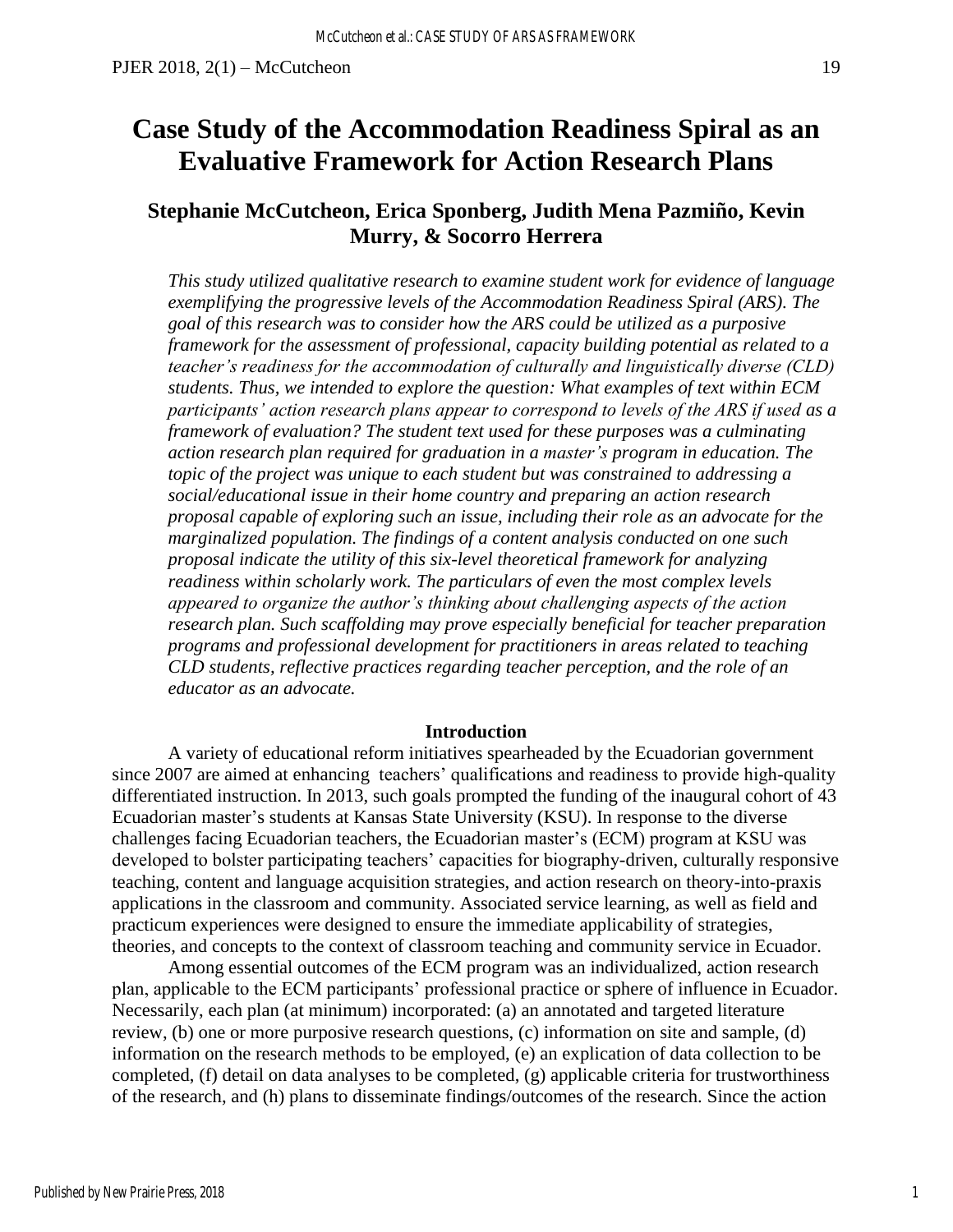# Case Study of the Accommodation Readiness Spiral as an Evaluative Framework for Action Research Plans

## Stephanie McCutcheon, Erica Sponberg, Judith Mena Pazmiño, Kevin Murry, & Socorro Herrera

*This study utilized qualitative research to examine student work for evidence of language exemplifying the progressive levels of the Accommodation Readiness Spiral (ARS). The goal of this research was to consider how the ARS could be utilized as a purposive framework for the assessment of professional, capacity building potential as related to a teacher's readiness for the accommodation of culturally and linguistically diverse (CLD) students. Thus, we intended to explore the question: What examples of text within ECM participants' action research plans appear to correspond to levels of the ARS if used as a framework of evaluation? The student text used for these purposes was a culminating action research plan required for graduation in a master's program in education. The topic of the project was unique to each student but was constrained to addressing a social/educational issue in their home country and preparing an action research proposal capable of exploring such an issue, including their role as an advocate for the marginalized population. The findings of a content analysis conducted on one such proposal indicate the utility of this six-level theoretical framework for analyzing readiness within scholarly work. The particulars of even the most complex levels appeared to organize the author's thinking about challenging aspects of the action research plan. Such scaffolding may prove especially beneficial for teacher preparation programs and professional development for practitioners in areas related to teaching CLD students, reflective practices regarding teacher perception, and the role of an educator as an advocate.*

### Introduction

A variety of educational reform initiatives spearheaded by the Ecuadorian government since 2007 are aimed at enhancing teachers' qualifications and readiness to provide high-quality differentiated instruction. In 2013, such goals prompted the funding of the inaugural cohort of 43 Ecuadorian master's students at Kansas State University (KSU). In response to the diverse challenges facing Ecuadorian teachers, the Ecuadorian master's (ECM) program at KSU was developed to bolster participating teachers' capacities for biography-driven, culturally responsive teaching, content and language acquisition strategies, and action research on theory-into-praxis applications in the classroom and community. Associated service learning, as well as field and practicum experiences were designed to ensure the immediate applicability of strategies, theories, and concepts to the context of classroom teaching and community service in Ecuador.

Among essential outcomes of the ECM program was an individualized, action research plan, applicable to the ECM participants' professional practice or sphere of influence in Ecuador. Necessarily, each plan (at minimum) incorporated: (a) an annotated and targeted literature review, (b) one or more purposive research questions, (c) information on site and sample, (d) information on the research methods to be employed, (e) an explication of data collection to be completed, (f) detail on data analyses to be completed, (g) applicable criteria for trustworthiness of the research, and (h) plans to disseminate findings/outcomes of the research. Since the action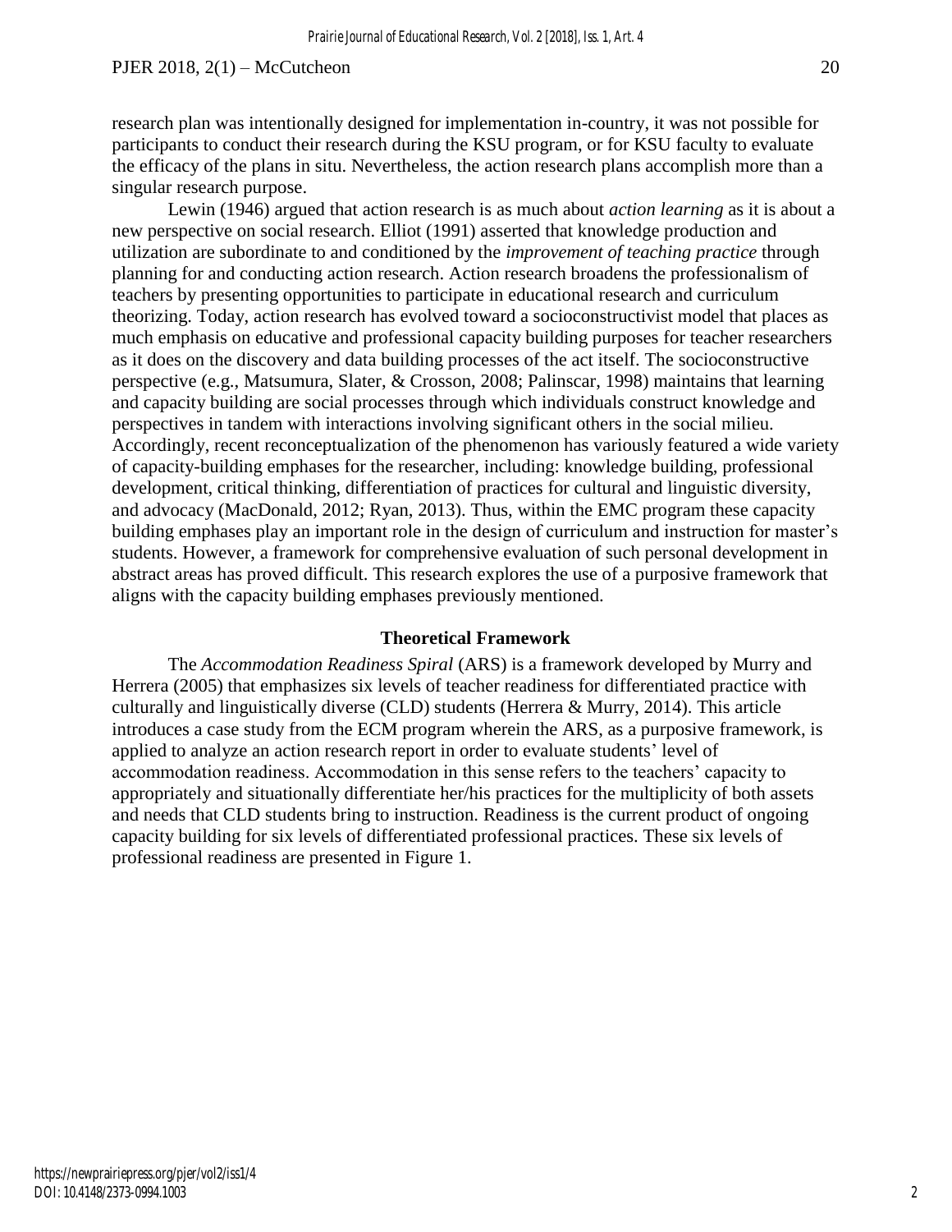research plan was intentionally designed for implementation in-country, it was not possible for participants to conduct their research during the KSU program, or for KSU faculty to evaluate the efficacy of the plans in situ. Nevertheless, the action research plans accomplish more than a singular research purpose.

Lewin (1946) argued that action research is as much about *action learning* as it is about a new perspective on social research. Elliot (1991) asserted that knowledge production and utilization are subordinate to and conditioned by the *improvement of teaching practice* through planning for and conducting action research. Action research broadens the professionalism of teachers by presenting opportunities to participate in educational research and curriculum theorizing. Today, action research has evolved toward a socioconstructivist model that places as much emphasis on educative and professional capacity building purposes for teacher researchers as it does on the discovery and data building processes of the act itself. The socioconstructive perspective (e.g., Matsumura, Slater, & Crosson, 2008; Palinscar, 1998) maintains that learning and capacity building are social processes through which individuals construct knowledge and perspectives in tandem with interactions involving significant others in the social milieu. Accordingly, recent reconceptualization of the phenomenon has variously featured a wide variety of capacity-building emphases for the researcher, including: knowledge building, professional development, critical thinking, differentiation of practices for cultural and linguistic diversity, and advocacy (MacDonald, 2012; Ryan, 2013). Thus, within the EMC program these capacity building emphases play an important role in the design of curriculum and instruction for master's students. However, a framework for comprehensive evaluation of such personal development in abstract areas has proved difficult. This research explores the use of a purposive framework that aligns with the capacity building emphases previously mentioned.

## Theoretical Framework

The *Accommodation Readiness Spiral* (ARS) is a framework developed by Murry and Herrera (2005) that emphasizes six levels of teacher readiness for differentiated practice with culturally and linguistically diverse (CLD) students (Herrera & Murry, 2014). This article introduces a case study from the ECM program wherein the ARS, as a purposive framework, is applied to analyze an action research report in order to evaluate students' level of accommodation readiness. Accommodation in this sense refers to the teachers' capacity to appropriately and situationally differentiate her/his practices for the multiplicity of both assets and needs that CLD students bring to instruction. Readiness is the current product of ongoing capacity building for six levels of differentiated professional practices. These six levels of professional readiness are presented in Figure 1.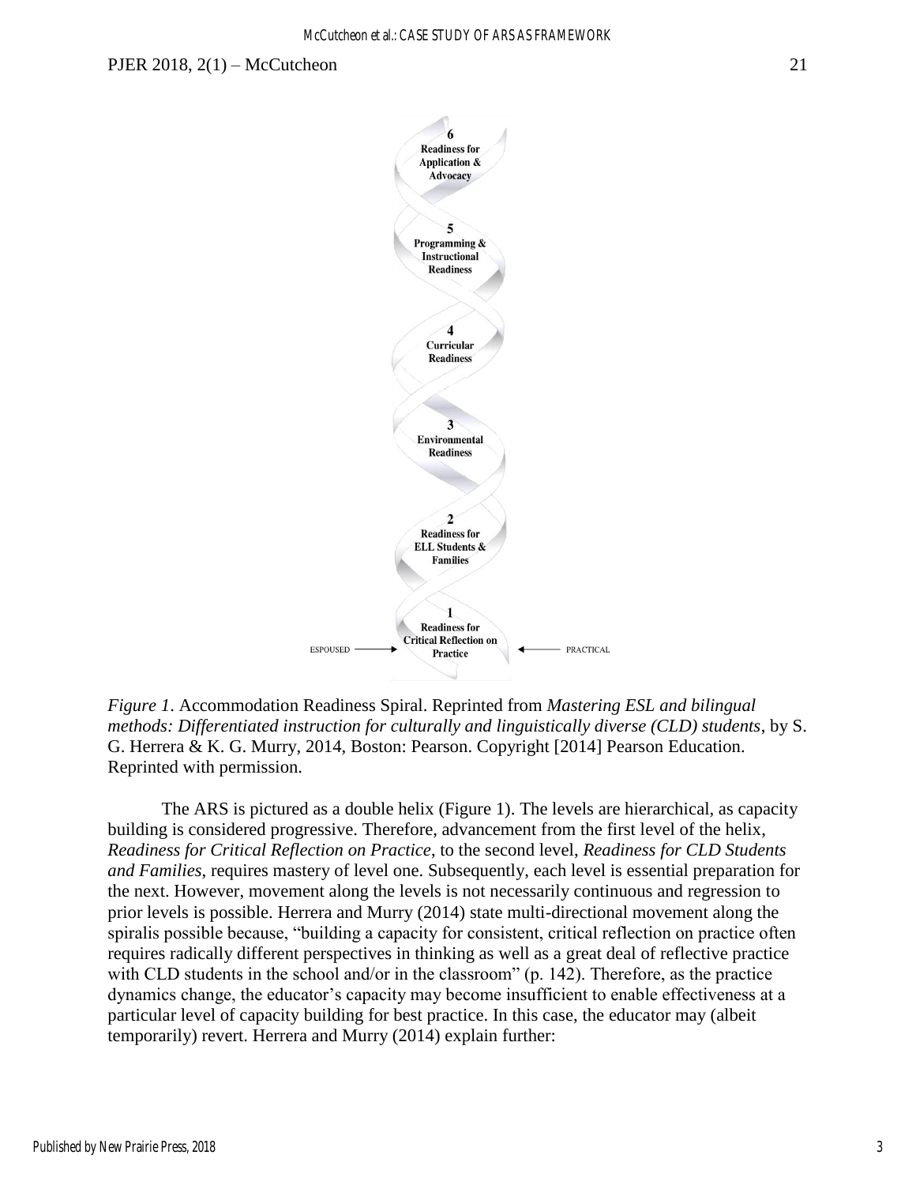6
Readiness for Application & Advocacy

5
Programming & Instructional Readiness

4
Curricular Readiness

3
Environmental Readiness

2
Readiness for ELL Students & Families

1
Readiness for Critical Reflection on Practice

ESPOUSED → ← PRACTICAL

*Figure 1*. Accommodation Readiness Spiral. Reprinted from *Mastering ESL and bilingual methods: Differentiated instruction for culturally and linguistically diverse (CLD) students*, by S. G. Herrera & K. G. Murry, 2014, Boston: Pearson. Copyright [2014] Pearson Education. Reprinted with permission.

The ARS is pictured as a double helix (Figure 1). The levels are hierarchical, as capacity building is considered progressive. Therefore, advancement from the first level of the helix, *Readiness for Critical Reflection on Practice*, to the second level, *Readiness for CLD Students and Families*, requires mastery of level one. Subsequently, each level is essential preparation for the next. However, movement along the levels is not necessarily continuous and regression to prior levels is possible. Herrera and Murry (2014) state multi-directional movement along the spiralis possible because, "building a capacity for consistent, critical reflection on practice often requires radically different perspectives in thinking as well as a great deal of reflective practice with CLD students in the school and/or in the classroom" (p. 142). Therefore, as the practice dynamics change, the educator's capacity may become insufficient to enable effectiveness at a particular level of capacity building for best practice. In this case, the educator may (albeit temporarily) revert. Herrera and Murry (2014) explain further: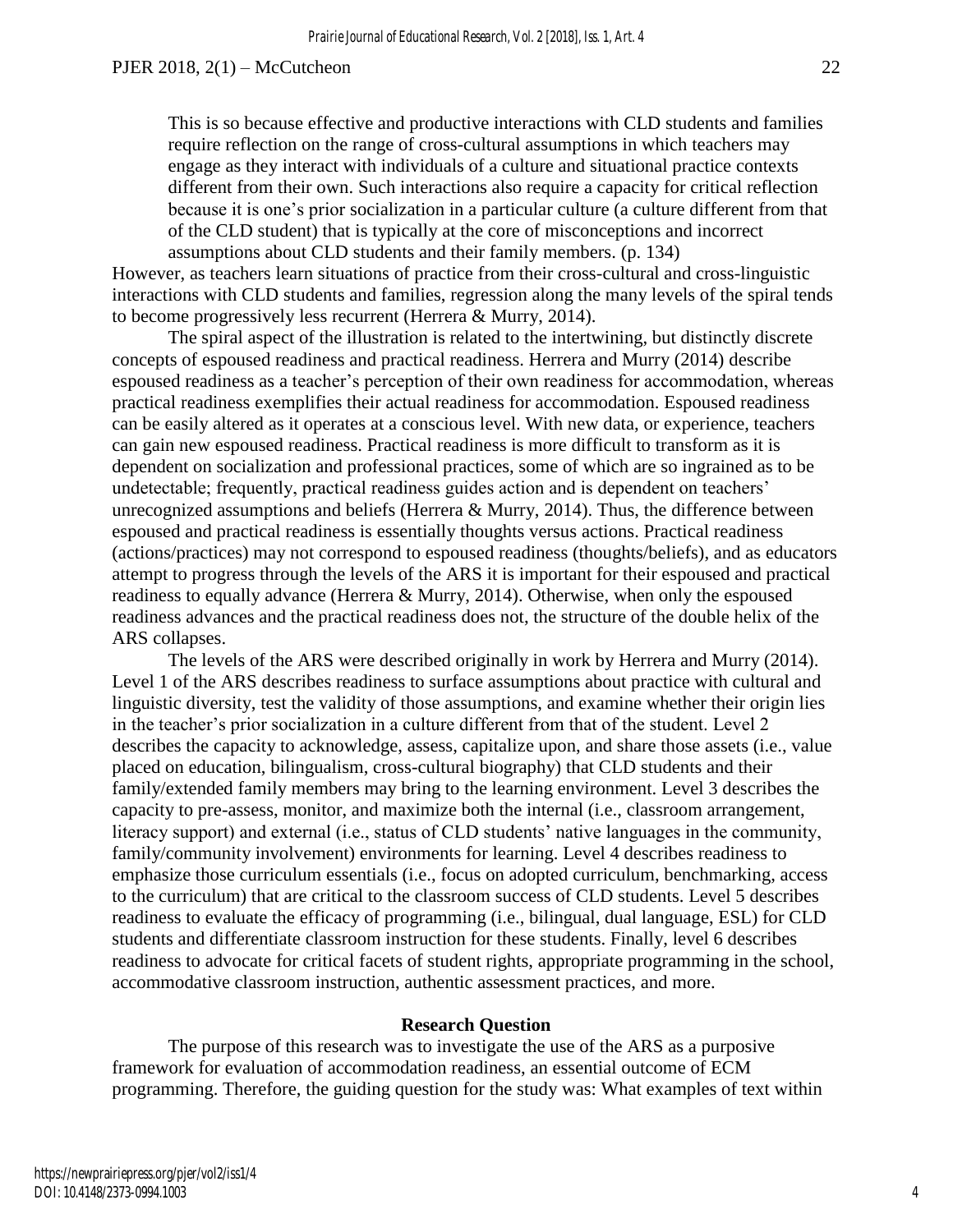> This is so because effective and productive interactions with CLD students and families require reflection on the range of cross-cultural assumptions in which teachers may engage as they interact with individuals of a culture and situational practice contexts different from their own. Such interactions also require a capacity for critical reflection because it is one's prior socialization in a particular culture (a culture different from that of the CLD student) that is typically at the core of misconceptions and incorrect assumptions about CLD students and their family members. (p. 134)

However, as teachers learn situations of practice from their cross-cultural and cross-linguistic interactions with CLD students and families, regression along the many levels of the spiral tends to become progressively less recurrent (Herrera & Murry, 2014).

The spiral aspect of the illustration is related to the intertwining, but distinctly discrete concepts of espoused readiness and practical readiness. Herrera and Murry (2014) describe espoused readiness as a teacher's perception of their own readiness for accommodation, whereas practical readiness exemplifies their actual readiness for accommodation. Espoused readiness can be easily altered as it operates at a conscious level. With new data, or experience, teachers can gain new espoused readiness. Practical readiness is more difficult to transform as it is dependent on socialization and professional practices, some of which are so ingrained as to be undetectable; frequently, practical readiness guides action and is dependent on teachers' unrecognized assumptions and beliefs (Herrera & Murry, 2014). Thus, the difference between espoused and practical readiness is essentially thoughts versus actions. Practical readiness (actions/practices) may not correspond to espoused readiness (thoughts/beliefs), and as educators attempt to progress through the levels of the ARS it is important for their espoused and practical readiness to equally advance (Herrera & Murry, 2014). Otherwise, when only the espoused readiness advances and the practical readiness does not, the structure of the double helix of the ARS collapses.

The levels of the ARS were described originally in work by Herrera and Murry (2014). Level 1 of the ARS describes readiness to surface assumptions about practice with cultural and linguistic diversity, test the validity of those assumptions, and examine whether their origin lies in the teacher's prior socialization in a culture different from that of the student. Level 2 describes the capacity to acknowledge, assess, capitalize upon, and share those assets (i.e., value placed on education, bilingualism, cross-cultural biography) that CLD students and their family/extended family members may bring to the learning environment. Level 3 describes the capacity to pre-assess, monitor, and maximize both the internal (i.e., classroom arrangement, literacy support) and external (i.e., status of CLD students' native languages in the community, family/community involvement) environments for learning. Level 4 describes readiness to emphasize those curriculum essentials (i.e., focus on adopted curriculum, benchmarking, access to the curriculum) that are critical to the classroom success of CLD students. Level 5 describes readiness to evaluate the efficacy of programming (i.e., bilingual, dual language, ESL) for CLD students and differentiate classroom instruction for these students. Finally, level 6 describes readiness to advocate for critical facets of student rights, appropriate programming in the school, accommodative classroom instruction, authentic assessment practices, and more.

## Research Question

The purpose of this research was to investigate the use of the ARS as a purposive framework for evaluation of accommodation readiness, an essential outcome of ECM programming. Therefore, the guiding question for the study was: What examples of text within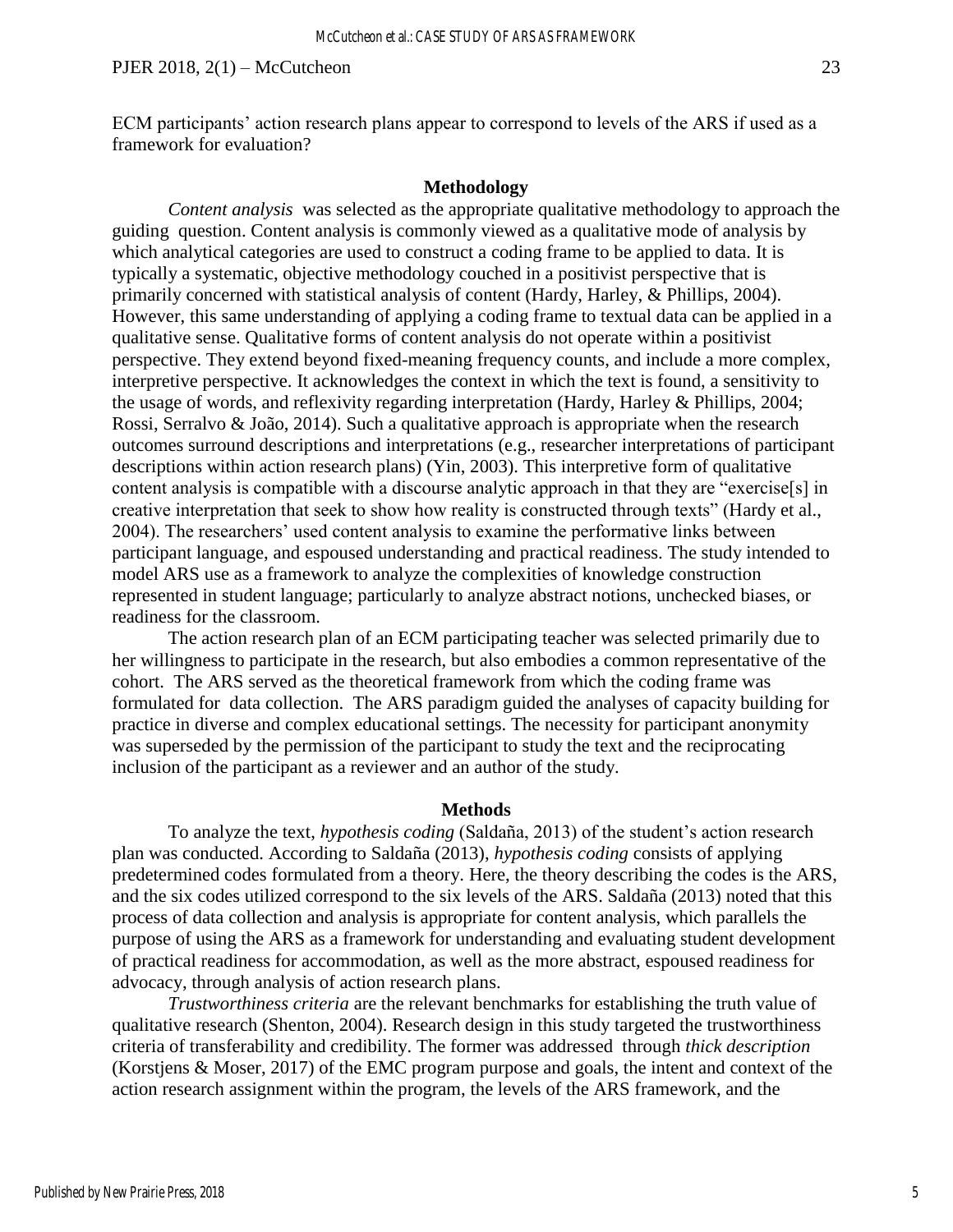ECM participants' action research plans appear to correspond to levels of the ARS if used as a framework for evaluation?

## Methodology

*Content analysis* was selected as the appropriate qualitative methodology to approach the guiding question. Content analysis is commonly viewed as a qualitative mode of analysis by which analytical categories are used to construct a coding frame to be applied to data. It is typically a systematic, objective methodology couched in a positivist perspective that is primarily concerned with statistical analysis of content (Hardy, Harley, & Phillips, 2004). However, this same understanding of applying a coding frame to textual data can be applied in a qualitative sense. Qualitative forms of content analysis do not operate within a positivist perspective. They extend beyond fixed-meaning frequency counts, and include a more complex, interpretive perspective. It acknowledges the context in which the text is found, a sensitivity to the usage of words, and reflexivity regarding interpretation (Hardy, Harley & Phillips, 2004; Rossi, Serralvo & João, 2014). Such a qualitative approach is appropriate when the research outcomes surround descriptions and interpretations (e.g., researcher interpretations of participant descriptions within action research plans) (Yin, 2003). This interpretive form of qualitative content analysis is compatible with a discourse analytic approach in that they are "exercise[s] in creative interpretation that seek to show how reality is constructed through texts" (Hardy et al., 2004). The researchers' used content analysis to examine the performative links between participant language, and espoused understanding and practical readiness. The study intended to model ARS use as a framework to analyze the complexities of knowledge construction represented in student language; particularly to analyze abstract notions, unchecked biases, or readiness for the classroom.

The action research plan of an ECM participating teacher was selected primarily due to her willingness to participate in the research, but also embodies a common representative of the cohort. The ARS served as the theoretical framework from which the coding frame was formulated for data collection. The ARS paradigm guided the analyses of capacity building for practice in diverse and complex educational settings. The necessity for participant anonymity was superseded by the permission of the participant to study the text and the reciprocating inclusion of the participant as a reviewer and an author of the study.

## Methods

To analyze the text, *hypothesis coding* (Saldaña, 2013) of the student's action research plan was conducted. According to Saldaña (2013), *hypothesis coding* consists of applying predetermined codes formulated from a theory. Here, the theory describing the codes is the ARS, and the six codes utilized correspond to the six levels of the ARS. Saldaña (2013) noted that this process of data collection and analysis is appropriate for content analysis, which parallels the purpose of using the ARS as a framework for understanding and evaluating student development of practical readiness for accommodation, as well as the more abstract, espoused readiness for advocacy, through analysis of action research plans.

*Trustworthiness criteria* are the relevant benchmarks for establishing the truth value of qualitative research (Shenton, 2004). Research design in this study targeted the trustworthiness criteria of transferability and credibility. The former was addressed through *thick description* (Korstjens & Moser, 2017) of the EMC program purpose and goals, the intent and context of the action research assignment within the program, the levels of the ARS framework, and the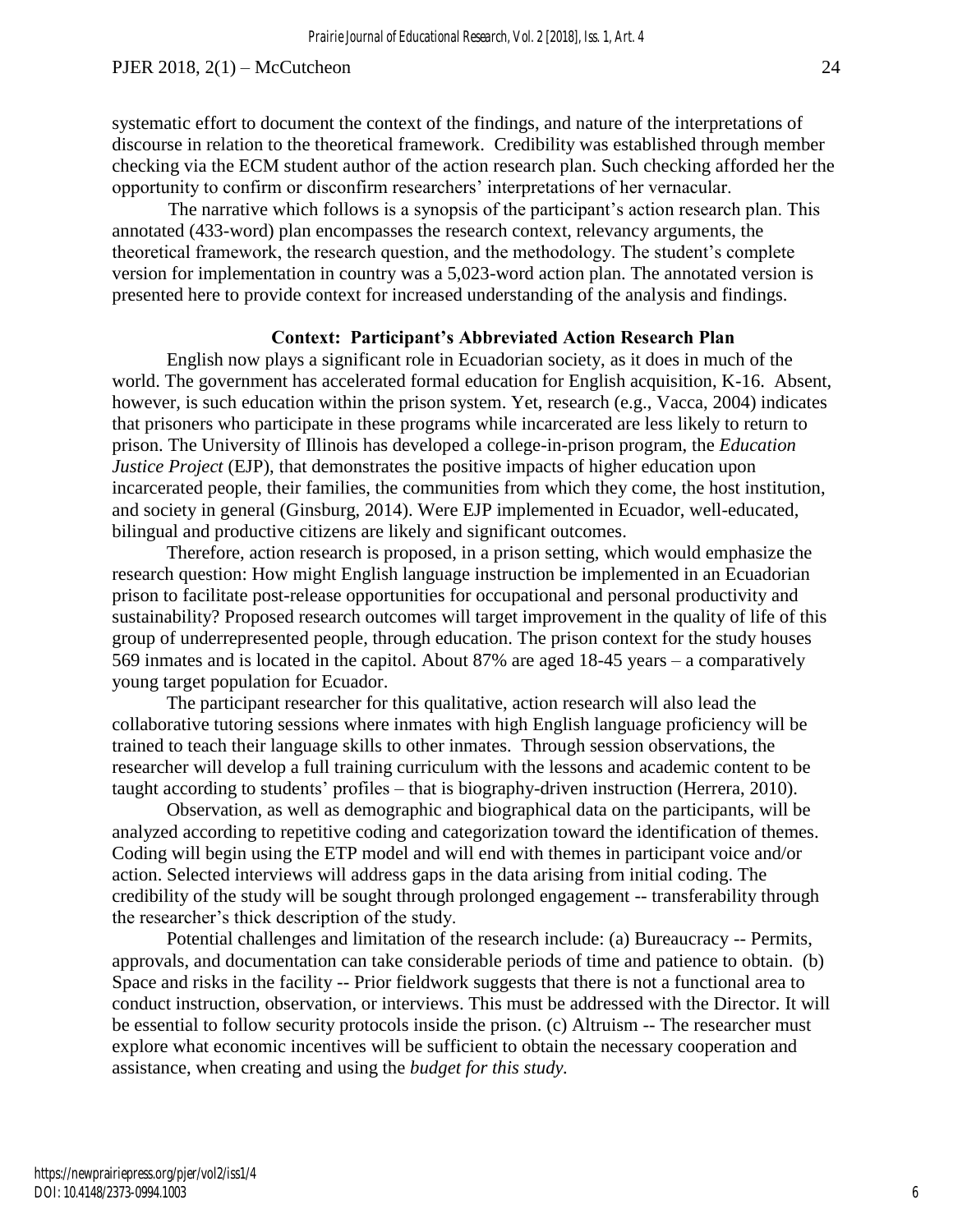systematic effort to document the context of the findings, and nature of the interpretations of discourse in relation to the theoretical framework. Credibility was established through member checking via the ECM student author of the action research plan. Such checking afforded her the opportunity to confirm or disconfirm researchers' interpretations of her vernacular.

The narrative which follows is a synopsis of the participant's action research plan. This annotated (433-word) plan encompasses the research context, relevancy arguments, the theoretical framework, the research question, and the methodology. The student's complete version for implementation in country was a 5,023-word action plan. The annotated version is presented here to provide context for increased understanding of the analysis and findings.

## Context: Participant's Abbreviated Action Research Plan

English now plays a significant role in Ecuadorian society, as it does in much of the world. The government has accelerated formal education for English acquisition, K-16. Absent, however, is such education within the prison system. Yet, research (e.g., Vacca, 2004) indicates that prisoners who participate in these programs while incarcerated are less likely to return to prison. The University of Illinois has developed a college-in-prison program, the *Education Justice Project* (EJP), that demonstrates the positive impacts of higher education upon incarcerated people, their families, the communities from which they come, the host institution, and society in general (Ginsburg, 2014). Were EJP implemented in Ecuador, well-educated, bilingual and productive citizens are likely and significant outcomes.

Therefore, action research is proposed, in a prison setting, which would emphasize the research question: How might English language instruction be implemented in an Ecuadorian prison to facilitate post-release opportunities for occupational and personal productivity and sustainability? Proposed research outcomes will target improvement in the quality of life of this group of underrepresented people, through education. The prison context for the study houses 569 inmates and is located in the capitol. About 87% are aged 18-45 years – a comparatively young target population for Ecuador.

The participant researcher for this qualitative, action research will also lead the collaborative tutoring sessions where inmates with high English language proficiency will be trained to teach their language skills to other inmates. Through session observations, the researcher will develop a full training curriculum with the lessons and academic content to be taught according to students' profiles – that is biography-driven instruction (Herrera, 2010).

Observation, as well as demographic and biographical data on the participants, will be analyzed according to repetitive coding and categorization toward the identification of themes. Coding will begin using the ETP model and will end with themes in participant voice and/or action. Selected interviews will address gaps in the data arising from initial coding. The credibility of the study will be sought through prolonged engagement -- transferability through the researcher's thick description of the study.

Potential challenges and limitation of the research include: (a) Bureaucracy -- Permits, approvals, and documentation can take considerable periods of time and patience to obtain. (b) Space and risks in the facility -- Prior fieldwork suggests that there is not a functional area to conduct instruction, observation, or interviews. This must be addressed with the Director. It will be essential to follow security protocols inside the prison. (c) Altruism -- The researcher must explore what economic incentives will be sufficient to obtain the necessary cooperation and assistance, when creating and using the *budget for this study.*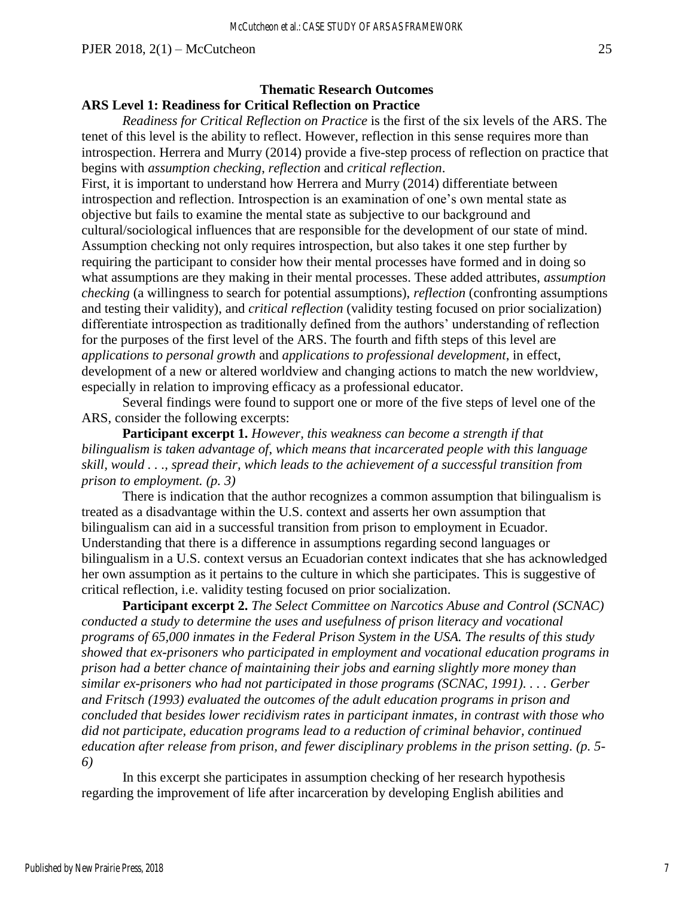## Thematic Research Outcomes

### ARS Level 1: Readiness for Critical Reflection on Practice

*Readiness for Critical Reflection on Practice* is the first of the six levels of the ARS. The tenet of this level is the ability to reflect. However, reflection in this sense requires more than introspection. Herrera and Murry (2014) provide a five-step process of reflection on practice that begins with *assumption checking*, *reflection* and *critical reflection*.

First, it is important to understand how Herrera and Murry (2014) differentiate between introspection and reflection. Introspection is an examination of one's own mental state as objective but fails to examine the mental state as subjective to our background and cultural/sociological influences that are responsible for the development of our state of mind. Assumption checking not only requires introspection, but also takes it one step further by requiring the participant to consider how their mental processes have formed and in doing so what assumptions are they making in their mental processes. These added attributes, *assumption checking* (a willingness to search for potential assumptions), *reflection* (confronting assumptions and testing their validity), and *critical reflection* (validity testing focused on prior socialization) differentiate introspection as traditionally defined from the authors' understanding of reflection for the purposes of the first level of the ARS. The fourth and fifth steps of this level are *applications to personal growth* and *applications to professional development*, in effect, development of a new or altered worldview and changing actions to match the new worldview, especially in relation to improving efficacy as a professional educator.

Several findings were found to support one or more of the five steps of level one of the ARS, consider the following excerpts:

**Participant excerpt 1.** *However, this weakness can become a strength if that bilingualism is taken advantage of, which means that incarcerated people with this language skill, would . . ., spread their, which leads to the achievement of a successful transition from prison to employment. (p. 3)*

There is indication that the author recognizes a common assumption that bilingualism is treated as a disadvantage within the U.S. context and asserts her own assumption that bilingualism can aid in a successful transition from prison to employment in Ecuador. Understanding that there is a difference in assumptions regarding second languages or bilingualism in a U.S. context versus an Ecuadorian context indicates that she has acknowledged her own assumption as it pertains to the culture in which she participates. This is suggestive of critical reflection, i.e. validity testing focused on prior socialization.

**Participant excerpt 2.** *The Select Committee on Narcotics Abuse and Control (SCNAC) conducted a study to determine the uses and usefulness of prison literacy and vocational programs of 65,000 inmates in the Federal Prison System in the USA. The results of this study showed that ex-prisoners who participated in employment and vocational education programs in prison had a better chance of maintaining their jobs and earning slightly more money than similar ex-prisoners who had not participated in those programs (SCNAC, 1991). . . . Gerber and Fritsch (1993) evaluated the outcomes of the adult education programs in prison and concluded that besides lower recidivism rates in participant inmates, in contrast with those who did not participate, education programs lead to a reduction of criminal behavior, continued education after release from prison, and fewer disciplinary problems in the prison setting. (p. 5-6)*

In this excerpt she participates in assumption checking of her research hypothesis regarding the improvement of life after incarceration by developing English abilities and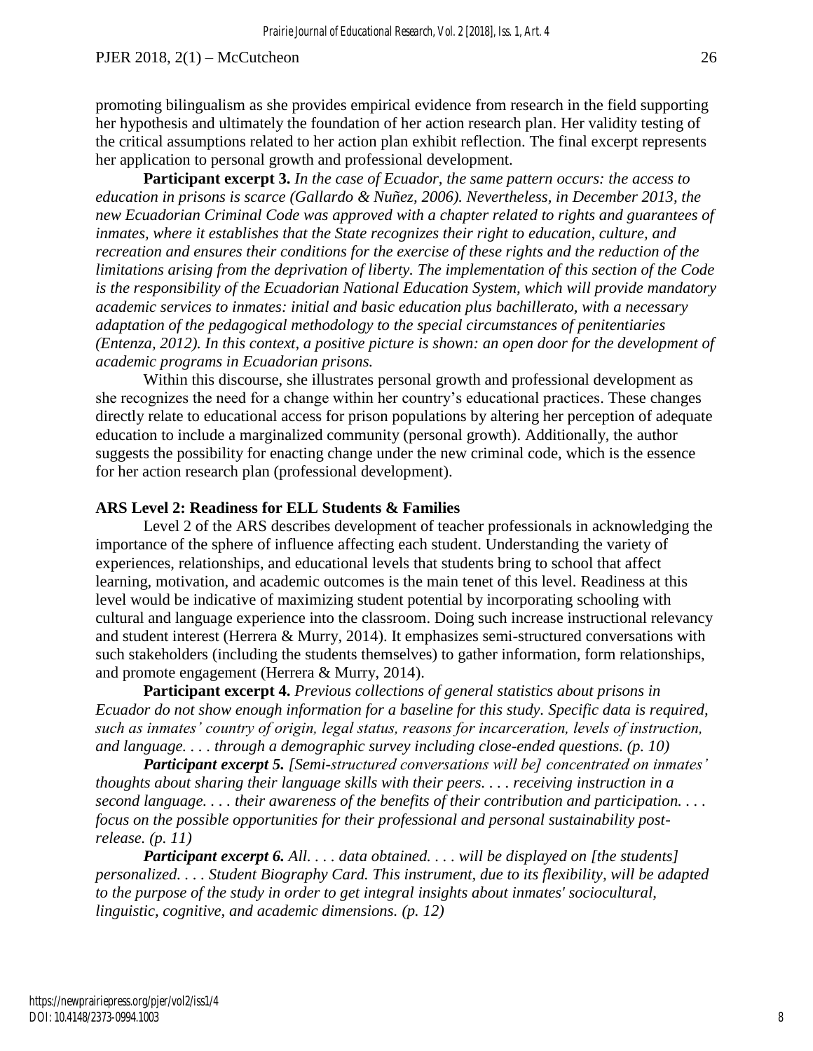promoting bilingualism as she provides empirical evidence from research in the field supporting her hypothesis and ultimately the foundation of her action research plan. Her validity testing of the critical assumptions related to her action plan exhibit reflection. The final excerpt represents her application to personal growth and professional development.

**Participant excerpt 3.** *In the case of Ecuador, the same pattern occurs: the access to education in prisons is scarce (Gallardo & Nuñez, 2006). Nevertheless, in December 2013, the new Ecuadorian Criminal Code was approved with a chapter related to rights and guarantees of inmates, where it establishes that the State recognizes their right to education, culture, and recreation and ensures their conditions for the exercise of these rights and the reduction of the limitations arising from the deprivation of liberty. The implementation of this section of the Code is the responsibility of the Ecuadorian National Education System, which will provide mandatory academic services to inmates: initial and basic education plus bachillerato, with a necessary adaptation of the pedagogical methodology to the special circumstances of penitentiaries (Entenza, 2012). In this context, a positive picture is shown: an open door for the development of academic programs in Ecuadorian prisons.*

Within this discourse, she illustrates personal growth and professional development as she recognizes the need for a change within her country's educational practices. These changes directly relate to educational access for prison populations by altering her perception of adequate education to include a marginalized community (personal growth). Additionally, the author suggests the possibility for enacting change under the new criminal code, which is the essence for her action research plan (professional development).

### ARS Level 2: Readiness for ELL Students & Families

Level 2 of the ARS describes development of teacher professionals in acknowledging the importance of the sphere of influence affecting each student. Understanding the variety of experiences, relationships, and educational levels that students bring to school that affect learning, motivation, and academic outcomes is the main tenet of this level. Readiness at this level would be indicative of maximizing student potential by incorporating schooling with cultural and language experience into the classroom. Doing such increase instructional relevancy and student interest (Herrera & Murry, 2014). It emphasizes semi-structured conversations with such stakeholders (including the students themselves) to gather information, form relationships, and promote engagement (Herrera & Murry, 2014).

**Participant excerpt 4.** *Previous collections of general statistics about prisons in Ecuador do not show enough information for a baseline for this study. Specific data is required, such as inmates' country of origin, legal status, reasons for incarceration, levels of instruction, and language. . . . through a demographic survey including close-ended questions. (p. 10)*

***Participant excerpt 5.*** *[Semi-structured conversations will be] concentrated on inmates' thoughts about sharing their language skills with their peers. . . . receiving instruction in a second language. . . . their awareness of the benefits of their contribution and participation. . . . focus on the possible opportunities for their professional and personal sustainability post-release. (p. 11)*

***Participant excerpt 6.*** *All. . . . data obtained. . . . will be displayed on [the students] personalized. . . . Student Biography Card. This instrument, due to its flexibility, will be adapted to the purpose of the study in order to get integral insights about inmates' sociocultural, linguistic, cognitive, and academic dimensions. (p. 12)*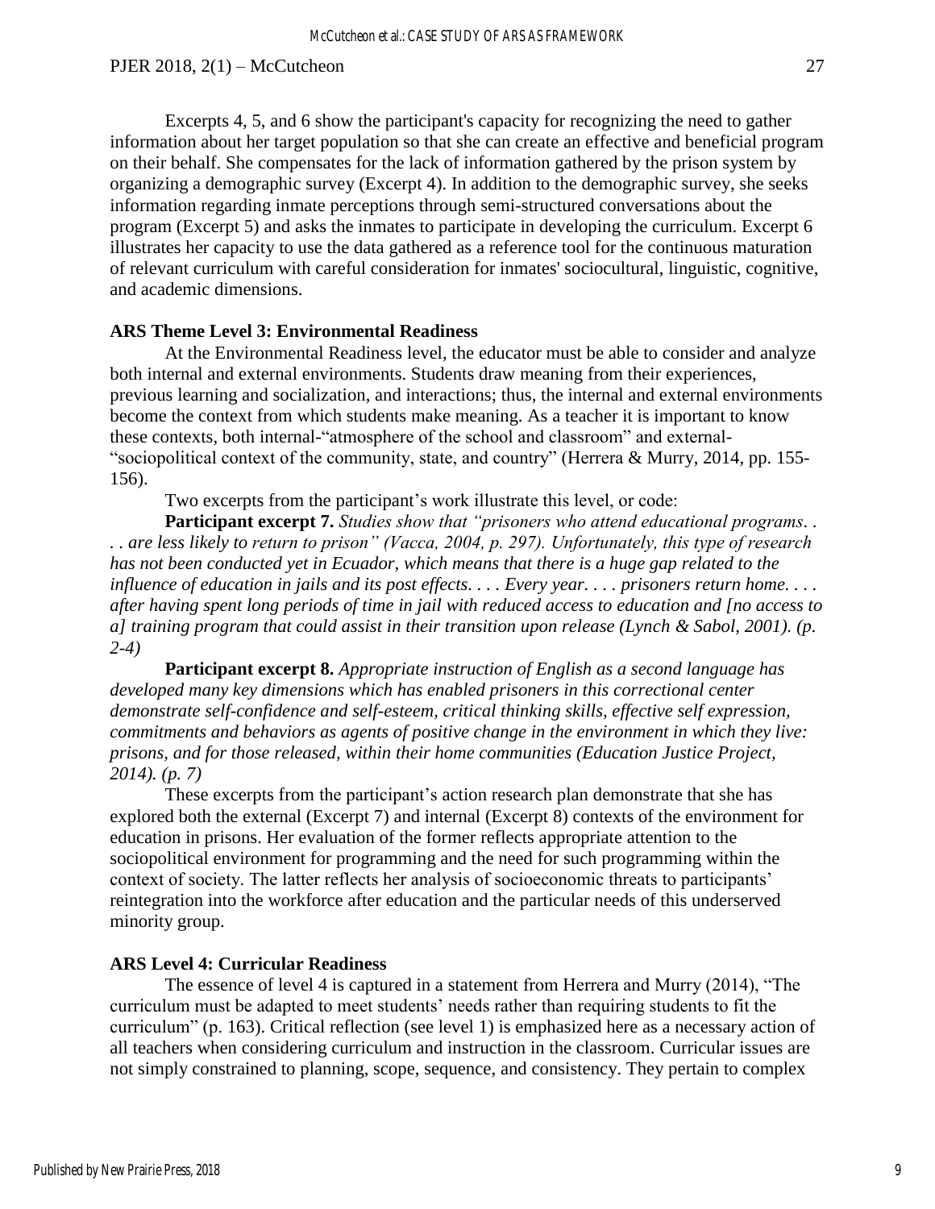Excerpts 4, 5, and 6 show the participant's capacity for recognizing the need to gather information about her target population so that she can create an effective and beneficial program on their behalf. She compensates for the lack of information gathered by the prison system by organizing a demographic survey (Excerpt 4). In addition to the demographic survey, she seeks information regarding inmate perceptions through semi-structured conversations about the program (Excerpt 5) and asks the inmates to participate in developing the curriculum. Excerpt 6 illustrates her capacity to use the data gathered as a reference tool for the continuous maturation of relevant curriculum with careful consideration for inmates' sociocultural, linguistic, cognitive, and academic dimensions.

### ARS Theme Level 3: Environmental Readiness

At the Environmental Readiness level, the educator must be able to consider and analyze both internal and external environments. Students draw meaning from their experiences, previous learning and socialization, and interactions; thus, the internal and external environments become the context from which students make meaning. As a teacher it is important to know these contexts, both internal-"atmosphere of the school and classroom" and external-"sociopolitical context of the community, state, and country" (Herrera & Murry, 2014, pp. 155-156).

Two excerpts from the participant's work illustrate this level, or code:

**Participant excerpt 7.** *Studies show that "prisoners who attend educational programs. . . . are less likely to return to prison" (Vacca, 2004, p. 297). Unfortunately, this type of research has not been conducted yet in Ecuador, which means that there is a huge gap related to the influence of education in jails and its post effects. . . . Every year. . . . prisoners return home. . . . after having spent long periods of time in jail with reduced access to education and [no access to a] training program that could assist in their transition upon release (Lynch & Sabol, 2001). (p. 2-4)*

**Participant excerpt 8.** *Appropriate instruction of English as a second language has developed many key dimensions which has enabled prisoners in this correctional center demonstrate self-confidence and self-esteem, critical thinking skills, effective self expression, commitments and behaviors as agents of positive change in the environment in which they live: prisons, and for those released, within their home communities (Education Justice Project, 2014). (p. 7)*

These excerpts from the participant's action research plan demonstrate that she has explored both the external (Excerpt 7) and internal (Excerpt 8) contexts of the environment for education in prisons. Her evaluation of the former reflects appropriate attention to the sociopolitical environment for programming and the need for such programming within the context of society. The latter reflects her analysis of socioeconomic threats to participants' reintegration into the workforce after education and the particular needs of this underserved minority group.

### ARS Level 4: Curricular Readiness

The essence of level 4 is captured in a statement from Herrera and Murry (2014), "The curriculum must be adapted to meet students' needs rather than requiring students to fit the curriculum" (p. 163). Critical reflection (see level 1) is emphasized here as a necessary action of all teachers when considering curriculum and instruction in the classroom. Curricular issues are not simply constrained to planning, scope, sequence, and consistency. They pertain to complex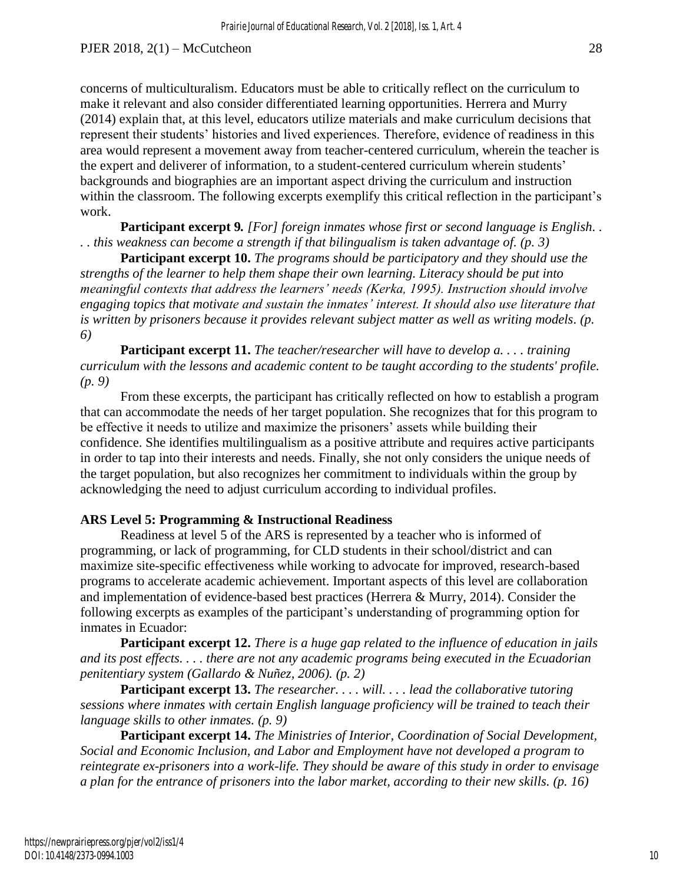concerns of multiculturalism. Educators must be able to critically reflect on the curriculum to make it relevant and also consider differentiated learning opportunities. Herrera and Murry (2014) explain that, at this level, educators utilize materials and make curriculum decisions that represent their students' histories and lived experiences. Therefore, evidence of readiness in this area would represent a movement away from teacher-centered curriculum, wherein the teacher is the expert and deliverer of information, to a student-centered curriculum wherein students' backgrounds and biographies are an important aspect driving the curriculum and instruction within the classroom. The following excerpts exemplify this critical reflection in the participant's work.

**Participant excerpt 9.** *[For] foreign inmates whose first or second language is English. . . . this weakness can become a strength if that bilingualism is taken advantage of. (p. 3)*

**Participant excerpt 10.** *The programs should be participatory and they should use the strengths of the learner to help them shape their own learning. Literacy should be put into meaningful contexts that address the learners' needs (Kerka, 1995). Instruction should involve engaging topics that motivate and sustain the inmates' interest. It should also use literature that is written by prisoners because it provides relevant subject matter as well as writing models. (p. 6)*

**Participant excerpt 11.** *The teacher/researcher will have to develop a. . . . training curriculum with the lessons and academic content to be taught according to the students' profile. (p. 9)*

From these excerpts, the participant has critically reflected on how to establish a program that can accommodate the needs of her target population. She recognizes that for this program to be effective it needs to utilize and maximize the prisoners' assets while building their confidence. She identifies multilingualism as a positive attribute and requires active participants in order to tap into their interests and needs. Finally, she not only considers the unique needs of the target population, but also recognizes her commitment to individuals within the group by acknowledging the need to adjust curriculum according to individual profiles.

## ARS Level 5: Programming & Instructional Readiness

Readiness at level 5 of the ARS is represented by a teacher who is informed of programming, or lack of programming, for CLD students in their school/district and can maximize site-specific effectiveness while working to advocate for improved, research-based programs to accelerate academic achievement. Important aspects of this level are collaboration and implementation of evidence-based best practices (Herrera & Murry, 2014). Consider the following excerpts as examples of the participant's understanding of programming option for inmates in Ecuador:

**Participant excerpt 12.** *There is a huge gap related to the influence of education in jails and its post effects. . . . there are not any academic programs being executed in the Ecuadorian penitentiary system (Gallardo & Nuñez, 2006). (p. 2)*

**Participant excerpt 13.** *The researcher. . . . will. . . . lead the collaborative tutoring sessions where inmates with certain English language proficiency will be trained to teach their language skills to other inmates. (p. 9)*

**Participant excerpt 14.** *The Ministries of Interior, Coordination of Social Development, Social and Economic Inclusion, and Labor and Employment have not developed a program to reintegrate ex-prisoners into a work-life. They should be aware of this study in order to envisage a plan for the entrance of prisoners into the labor market, according to their new skills. (p. 16)*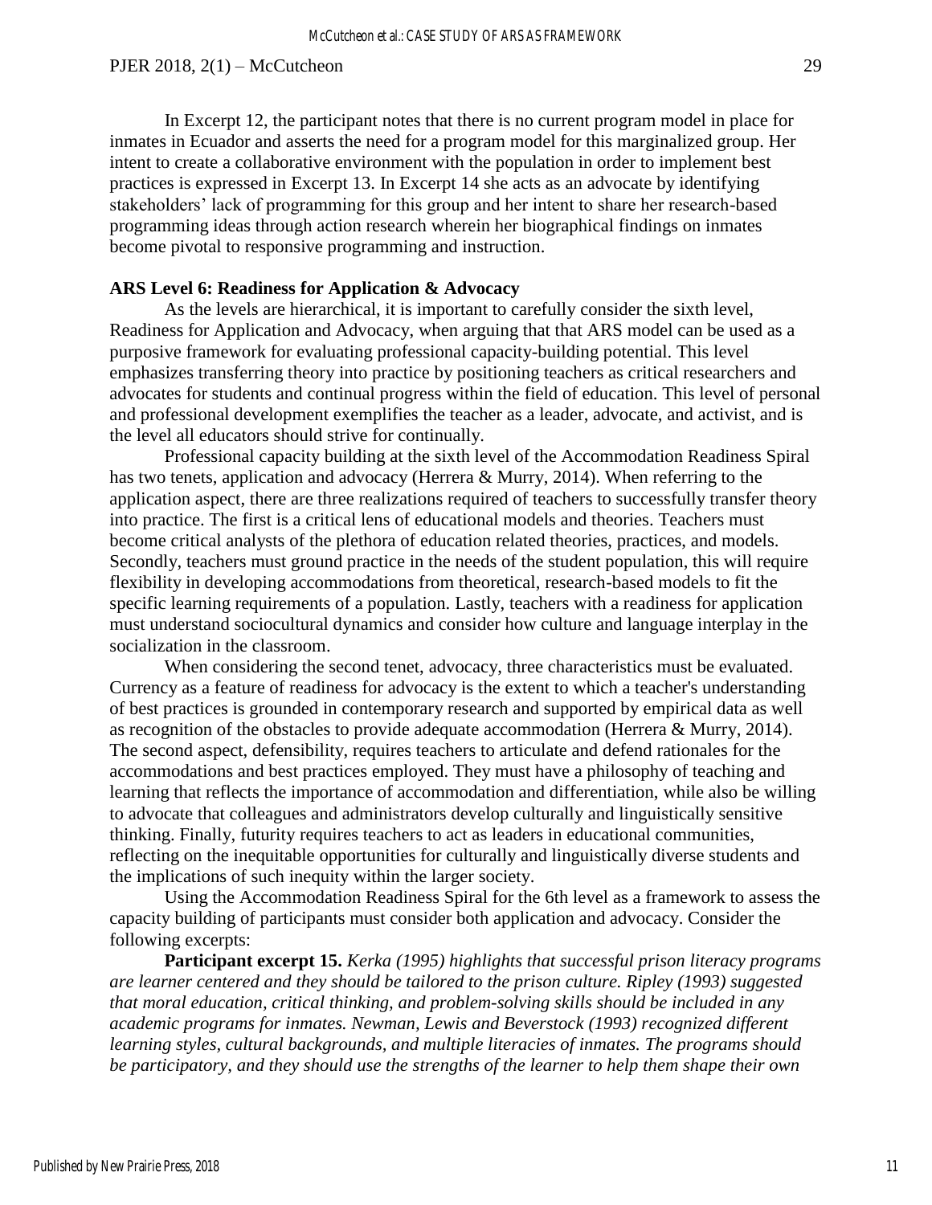In Excerpt 12, the participant notes that there is no current program model in place for inmates in Ecuador and asserts the need for a program model for this marginalized group. Her intent to create a collaborative environment with the population in order to implement best practices is expressed in Excerpt 13. In Excerpt 14 she acts as an advocate by identifying stakeholders' lack of programming for this group and her intent to share her research-based programming ideas through action research wherein her biographical findings on inmates become pivotal to responsive programming and instruction.

**ARS Level 6: Readiness for Application & Advocacy**

As the levels are hierarchical, it is important to carefully consider the sixth level, Readiness for Application and Advocacy, when arguing that that ARS model can be used as a purposive framework for evaluating professional capacity-building potential. This level emphasizes transferring theory into practice by positioning teachers as critical researchers and advocates for students and continual progress within the field of education. This level of personal and professional development exemplifies the teacher as a leader, advocate, and activist, and is the level all educators should strive for continually.

Professional capacity building at the sixth level of the Accommodation Readiness Spiral has two tenets, application and advocacy (Herrera & Murry, 2014). When referring to the application aspect, there are three realizations required of teachers to successfully transfer theory into practice. The first is a critical lens of educational models and theories. Teachers must become critical analysts of the plethora of education related theories, practices, and models. Secondly, teachers must ground practice in the needs of the student population, this will require flexibility in developing accommodations from theoretical, research-based models to fit the specific learning requirements of a population. Lastly, teachers with a readiness for application must understand sociocultural dynamics and consider how culture and language interplay in the socialization in the classroom.

When considering the second tenet, advocacy, three characteristics must be evaluated. Currency as a feature of readiness for advocacy is the extent to which a teacher's understanding of best practices is grounded in contemporary research and supported by empirical data as well as recognition of the obstacles to provide adequate accommodation (Herrera & Murry, 2014). The second aspect, defensibility, requires teachers to articulate and defend rationales for the accommodations and best practices employed. They must have a philosophy of teaching and learning that reflects the importance of accommodation and differentiation, while also be willing to advocate that colleagues and administrators develop culturally and linguistically sensitive thinking. Finally, futurity requires teachers to act as leaders in educational communities, reflecting on the inequitable opportunities for culturally and linguistically diverse students and the implications of such inequity within the larger society.

Using the Accommodation Readiness Spiral for the 6th level as a framework to assess the capacity building of participants must consider both application and advocacy. Consider the following excerpts:

**Participant excerpt 15.** *Kerka (1995) highlights that successful prison literacy programs are learner centered and they should be tailored to the prison culture. Ripley (1993) suggested that moral education, critical thinking, and problem-solving skills should be included in any academic programs for inmates. Newman, Lewis and Beverstock (1993) recognized different learning styles, cultural backgrounds, and multiple literacies of inmates. The programs should be participatory, and they should use the strengths of the learner to help them shape their own*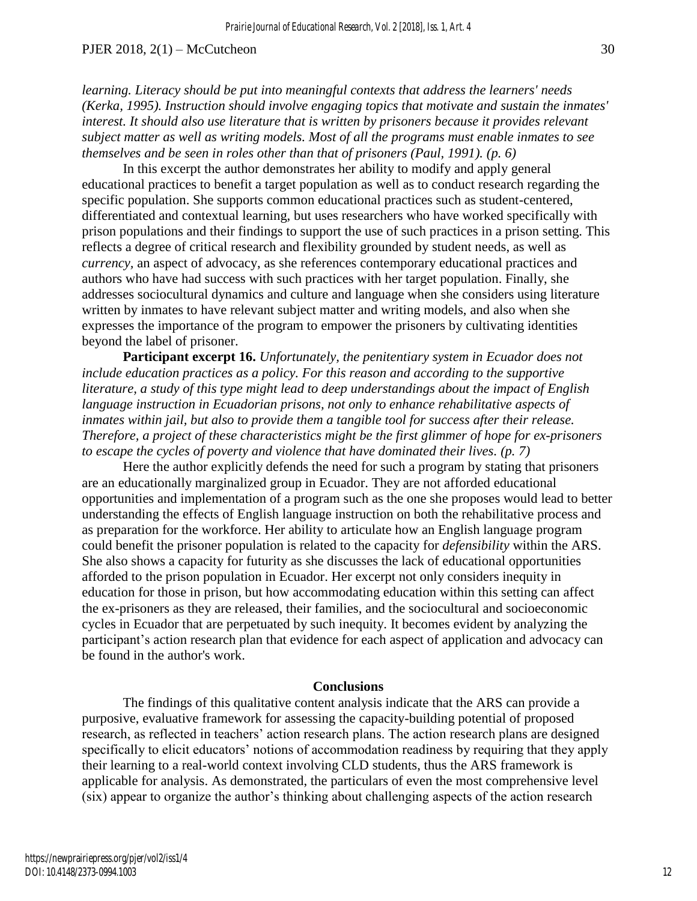*learning. Literacy should be put into meaningful contexts that address the learners' needs (Kerka, 1995). Instruction should involve engaging topics that motivate and sustain the inmates' interest. It should also use literature that is written by prisoners because it provides relevant subject matter as well as writing models. Most of all the programs must enable inmates to see themselves and be seen in roles other than that of prisoners (Paul, 1991). (p. 6)*

In this excerpt the author demonstrates her ability to modify and apply general educational practices to benefit a target population as well as to conduct research regarding the specific population. She supports common educational practices such as student-centered, differentiated and contextual learning, but uses researchers who have worked specifically with prison populations and their findings to support the use of such practices in a prison setting. This reflects a degree of critical research and flexibility grounded by student needs, as well as *currency*, an aspect of advocacy, as she references contemporary educational practices and authors who have had success with such practices with her target population. Finally, she addresses sociocultural dynamics and culture and language when she considers using literature written by inmates to have relevant subject matter and writing models, and also when she expresses the importance of the program to empower the prisoners by cultivating identities beyond the label of prisoner.

**Participant excerpt 16.** *Unfortunately, the penitentiary system in Ecuador does not include education practices as a policy. For this reason and according to the supportive literature, a study of this type might lead to deep understandings about the impact of English language instruction in Ecuadorian prisons, not only to enhance rehabilitative aspects of inmates within jail, but also to provide them a tangible tool for success after their release. Therefore, a project of these characteristics might be the first glimmer of hope for ex-prisoners to escape the cycles of poverty and violence that have dominated their lives. (p. 7)*

Here the author explicitly defends the need for such a program by stating that prisoners are an educationally marginalized group in Ecuador. They are not afforded educational opportunities and implementation of a program such as the one she proposes would lead to better understanding the effects of English language instruction on both the rehabilitative process and as preparation for the workforce. Her ability to articulate how an English language program could benefit the prisoner population is related to the capacity for *defensibility* within the ARS. She also shows a capacity for futurity as she discusses the lack of educational opportunities afforded to the prison population in Ecuador. Her excerpt not only considers inequity in education for those in prison, but how accommodating education within this setting can affect the ex-prisoners as they are released, their families, and the sociocultural and socioeconomic cycles in Ecuador that are perpetuated by such inequity. It becomes evident by analyzing the participant's action research plan that evidence for each aspect of application and advocacy can be found in the author's work.

## Conclusions

The findings of this qualitative content analysis indicate that the ARS can provide a purposive, evaluative framework for assessing the capacity-building potential of proposed research, as reflected in teachers' action research plans. The action research plans are designed specifically to elicit educators' notions of accommodation readiness by requiring that they apply their learning to a real-world context involving CLD students, thus the ARS framework is applicable for analysis. As demonstrated, the particulars of even the most comprehensive level (six) appear to organize the author's thinking about challenging aspects of the action research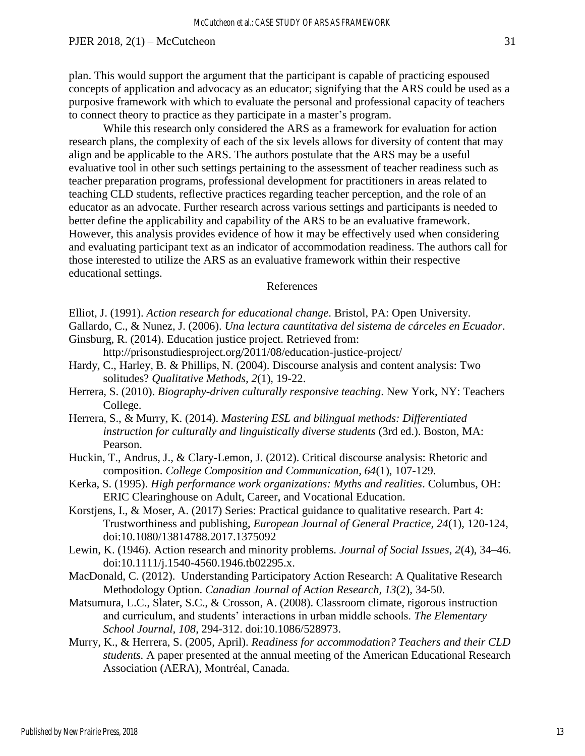plan. This would support the argument that the participant is capable of practicing espoused concepts of application and advocacy as an educator; signifying that the ARS could be used as a purposive framework with which to evaluate the personal and professional capacity of teachers to connect theory to practice as they participate in a master's program.

While this research only considered the ARS as a framework for evaluation for action research plans, the complexity of each of the six levels allows for diversity of content that may align and be applicable to the ARS. The authors postulate that the ARS may be a useful evaluative tool in other such settings pertaining to the assessment of teacher readiness such as teacher preparation programs, professional development for practitioners in areas related to teaching CLD students, reflective practices regarding teacher perception, and the role of an educator as an advocate. Further research across various settings and participants is needed to better define the applicability and capability of the ARS to be an evaluative framework. However, this analysis provides evidence of how it may be effectively used when considering and evaluating participant text as an indicator of accommodation readiness. The authors call for those interested to utilize the ARS as an evaluative framework within their respective educational settings.

## References

Elliot, J. (1991). *Action research for educational change*. Bristol, PA: Open University.

Gallardo, C., & Nunez, J. (2006). *Una lectura cauntitativa del sistema de cárceles en Ecuador*.

Ginsburg, R. (2014). Education justice project. Retrieved from: http://prisonstudiesproject.org/2011/08/education-justice-project/

Hardy, C., Harley, B. & Phillips, N. (2004). Discourse analysis and content analysis: Two solitudes? *Qualitative Methods*, *2*(1), 19-22.

Herrera, S. (2010). *Biography-driven culturally responsive teaching*. New York, NY: Teachers College.

Herrera, S., & Murry, K. (2014). *Mastering ESL and bilingual methods: Differentiated instruction for culturally and linguistically diverse students* (3rd ed.). Boston, MA: Pearson.

Huckin, T., Andrus, J., & Clary-Lemon, J. (2012). Critical discourse analysis: Rhetoric and composition. *College Composition and Communication*, *64*(1), 107-129.

Kerka, S. (1995). *High performance work organizations: Myths and realities*. Columbus, OH: ERIC Clearinghouse on Adult, Career, and Vocational Education.

Korstjens, I., & Moser, A. (2017) Series: Practical guidance to qualitative research. Part 4: Trustworthiness and publishing, *European Journal of General Practice*, *24*(1), 120-124, doi:10.1080/13814788.2017.1375092

Lewin, K. (1946). Action research and minority problems. *Journal of Social Issues*, *2*(4), 34–46. doi:10.1111/j.1540-4560.1946.tb02295.x.

MacDonald, C. (2012). Understanding Participatory Action Research: A Qualitative Research Methodology Option. *Canadian Journal of Action Research*, *13*(2), 34-50.

Matsumura, L.C., Slater, S.C., & Crosson, A. (2008). Classroom climate, rigorous instruction and curriculum, and students' interactions in urban middle schools. *The Elementary School Journal, 108*, 294-312. doi:10.1086/528973.

Murry, K., & Herrera, S. (2005, April). *Readiness for accommodation? Teachers and their CLD students.* A paper presented at the annual meeting of the American Educational Research Association (AERA), Montréal, Canada.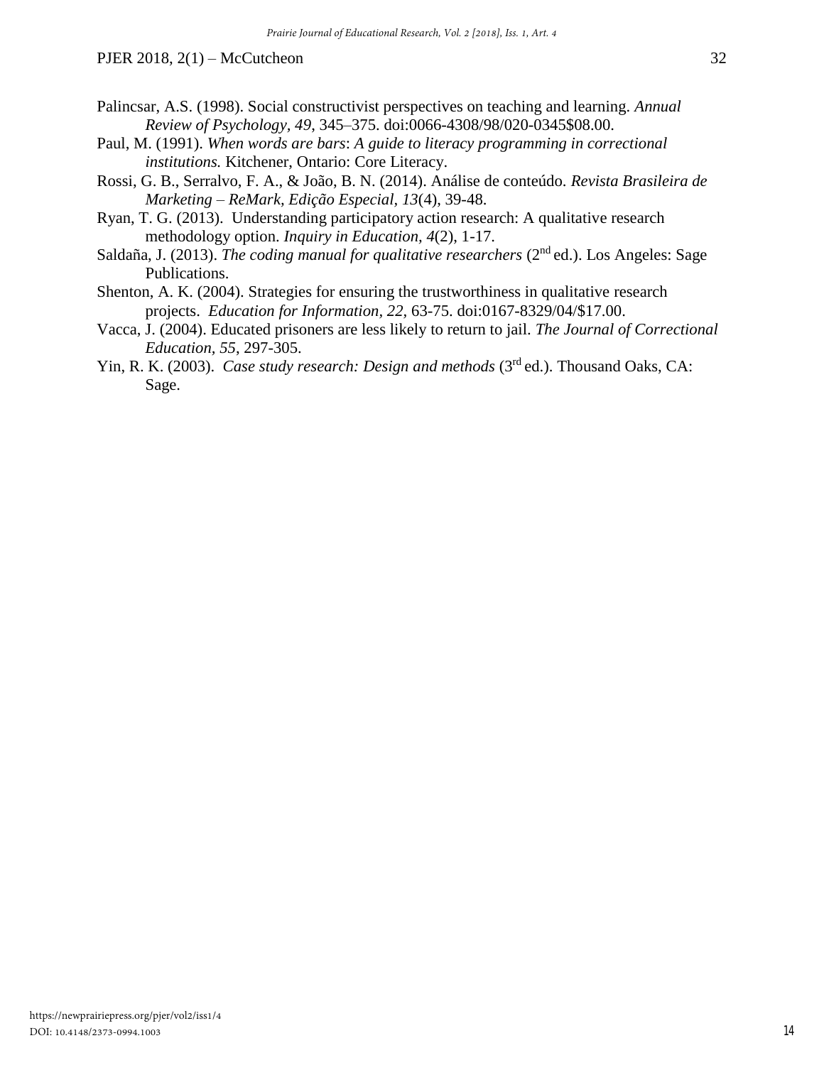Palincsar, A.S. (1998). Social constructivist perspectives on teaching and learning. *Annual Review of Psychology, 49*, 345–375. doi:0066-4308/98/020-0345$08.00.

Paul, M. (1991). *When words are bars*: *A guide to literacy programming in correctional institutions.* Kitchener, Ontario: Core Literacy.

Rossi, G. B., Serralvo, F. A., & João, B. N. (2014). Análise de conteúdo. *Revista Brasileira de Marketing – ReMark, Edição Especial, 13*(4), 39-48.

Ryan, T. G. (2013). Understanding participatory action research: A qualitative research methodology option. *Inquiry in Education, 4*(2), 1-17.

Saldaña, J. (2013). *The coding manual for qualitative researchers* (2nd ed.). Los Angeles: Sage Publications.

Shenton, A. K. (2004). Strategies for ensuring the trustworthiness in qualitative research projects. *Education for Information*, *22*, 63-75. doi:0167-8329/04/$17.00.

Vacca, J. (2004). Educated prisoners are less likely to return to jail. *The Journal of Correctional Education, 55*, 297-305.

Yin, R. K. (2003). *Case study research: Design and methods* (3rd ed.). Thousand Oaks, CA: Sage.